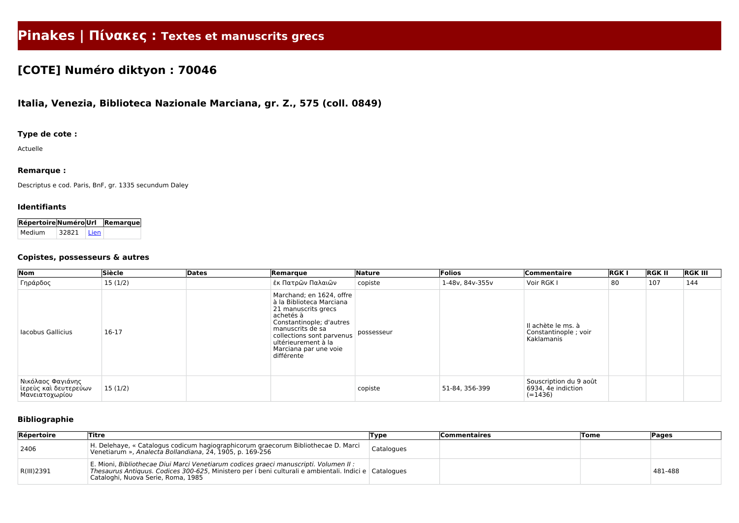# Pinakes | Πίνακες : Textes et manuscrits grecs

## [COTE] Numéro diktyon : 70046

### Italia, Venezia, Biblioteca Nazionale Marciana, gr. Z., 575 (coll. 0849)

#### Type de cote :

Actuelle

#### Remarque :

Descriptus e cod. Paris, BnF, gr. 1335 secundum Daley

#### Identifiants

| Répertoire | Numéro | Url | Remarque |
|---|---|---|---|
| Medium | 32821 | Lien | |

#### Copistes, possesseurs & autres

| Nom | Siècle | Dates | Remarque | Nature | Folios | Commentaire | RGK I | RGK II | RGK III |
|---|---|---|---|---|---|---|---|---|---|
| Γηράρδος | 15 (1/2) | | ἐκ Πατρῶν Παλαιῶν | copiste | 1-48v, 84v-355v | Voir RGK I | 80 | 107 | 144 |
| Iacobus Gallicius | 16-17 | | Marchand; en 1624, offre à la Biblioteca Marciana 21 manuscrits grecs achetés à Constantinople; d'autres manuscrits de sa collections sont parvenus ultérieurement à la Marciana par une voie différente | possesseur | | Il achète le ms. à Constantinople ; voir Kaklamanis | | | |
| Νικόλαος Φαγιάνης ἱερεὺς καὶ δευτερεύων Μανειατοχωρίου | 15 (1/2) | | | copiste | 51-84, 356-399 | Souscription du 9 août 6934, 4e indiction (=1436) | | | |

#### Bibliographie

| Répertoire | Titre | Type | Commentaires | Tome | Pages |
|---|---|---|---|---|---|
| 2406 | H. Delehaye, « Catalogus codicum hagiographicorum graecorum Bibliothecae D. Marci Venetiarum », *Analecta Bollandiana*, 24, 1905, p. 169-256 | Catalogues | | | |
| R(III)2391 | E. Mioni, *Bibliothecae Diui Marci Venetiarum codices graeci manuscripti. Volumen II : Thesaurus Antiquus. Codices 300-625*, Ministero per i beni culturali e ambientali. Indici e Cataloghi, Nuova Serie, Roma, 1985 | Catalogues | | | 481-488 |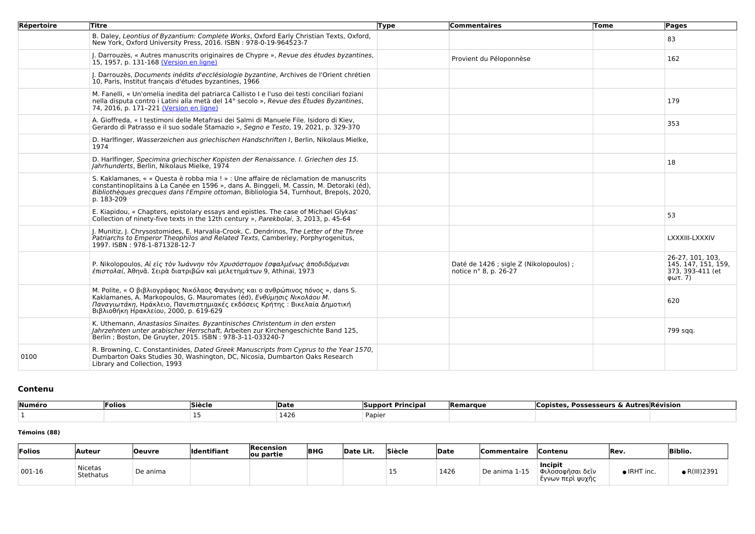| Répertoire | Titre | Type | Commentaires | Tome | Pages |
|---|---|---|---|---|---|
| | B. Daley, *Leontius of Byzantium: Complete Works*, Oxford Early Christian Texts, Oxford, New York, Oxford University Press, 2016. ISBN : 978-0-19-964523-7 | | | | 83 |
| | J. Darrouzès, « Autres manuscrits originaires de Chypre », *Revue des études byzantines*, 15, 1957, p. 131-168 (Version en ligne) | | Provient du Péloponnèse | | 162 |
| | J. Darrouzès, *Documents inédits d'ecclésiologie byzantine*, Archives de l'Orient chrétien 10, Paris, Institut français d'études byzantines, 1966 | | | | |
| | M. Fanelli, « Un'omelia inedita del patriarca Callisto I e l'uso dei testi conciliari foziani nella disputa contro i Latini alla metà del 14° secolo », *Revue des Études Byzantines*, 74, 2016, p. 171–221 (Version en ligne) | | | | 179 |
| | A. Gioffreda, « I testimoni delle Metafrasi dei Salmi di Manuele File. Isidoro di Kiev, Gerardo di Patrasso e il suo sodale Stamazio », *Segno e Testo*, 19, 2021, p. 329-370 | | | | 353 |
| | D. Harlfinger, *Wasserzeichen aus griechischen Handschriften I*, Berlin, Nikolaus Mielke, 1974 | | | | |
| | D. Harlfinger, *Specimina griechischer Kopisten der Renaissance. I. Griechen des 15. Jahrhunderts*, Berlin, Nikolaus Mielke, 1974 | | | | 18 |
| | S. Kaklamanes, « « Questa è robba mia ! » : Une affaire de réclamation de manuscrits constantinoplitains à La Canée en 1596 », dans A. Binggeli, M. Cassin, M. Detoraki (éd), *Bibliothèques grecques dans l'Empire ottoman*, Bibliologia 54, Turnhout, Brepols, 2020, p. 183-209 | | | | |
| | E. Kiapidou, « Chapters, epistolary essays and epistles. The case of Michael Glykas' Collection of ninety-five texts in the 12th century », *Parekbolai*, 3, 2013, p. 45-64 | | | | 53 |
| | J. Munitiz, J. Chrysostomides, E. Harvalia-Crook, C. Dendrinos, *The Letter of the Three Patriarchs to Emperor Theophilos and Related Texts*, Camberley, Porphyrogenitus, 1997. ISBN : 978-1-871328-12-7 | | | | LXXXIII-LXXXIV |
| | P. Nikolopoulos, *Αἱ εἰς τὸν Ἰωάννην τὸν Χρυσόστομον ἐσφαλμένως ἀποδιδόμεναι ἐπιστολαί*, Ἀθηνᾶ. Σειρὰ διατριβῶν καὶ μελετημάτων 9, Athinai, 1973 | | Daté de 1426 ; sigle Z (Nikolopoulos) ; notice n° 8, p. 26-27 | | 26-27, 101, 103, 145, 147, 151, 159, 373, 393-411 (et φωτ. 7) |
| | M. Polite, « Ο βιβλιογράφος Νικόλαος Φαγιάνης και ο ανθρώπινος πόνος », dans S. Kaklamanes, A. Markopoulos, G. Mauromates (éd), *Ενθύμησις Νικολάου Μ. Παναγιωτάκη*, Ηράκλειο, Πανεπιστημιακές εκδόσεις Κρήτης : Βικελαία Δημοτική Βιβλιοθήκη Ηρακλείου, 2000, p. 619-629 | | | | 620 |
| | K. Uthemann, *Anastasios Sinaites. Byzantinisches Christentum in den ersten Jahrzehnten unter arabischer Herrschaft*, Arbeiten zur Kirchengeschichte Band 125, Berlin ; Boston, De Gruyter, 2015. ISBN : 978-3-11-033240-7 | | | | 799 sqq. |
| 0100 | R. Browning, C. Constantinides, *Dated Greek Manuscripts from Cyprus to the Year 1570*, Dumbarton Oaks Studies 30, Washington, DC, Nicosia, Dumbarton Oaks Research Library and Collection, 1993 | | | | |

## Contenu

| Numéro | Folios | Siècle | Date | Support Principal | Remarque | Copistes, Possesseurs & Autres | Révision |
|---|---|---|---|---|---|---|---|
| 1 | | 15 | 1426 | Papier | | | |

**Témoins (88)**

| Folios | Auteur | Oeuvre | Identifiant | Recension ou partie | BHG | Date Lit. | Siècle | Date | Commentaire | Contenu | Rev. | Biblio. |
|---|---|---|---|---|---|---|---|---|---|---|---|---|
| 001-16 | Nicetas Stethatus | De anima | | | | | 15 | 1426 | De anima 1-15 | **Incipit** Φιλοσοφῆσαι δεῖν ἔγνων περὶ ψυχῆς | • IRHT inc. | • R(III)2391 |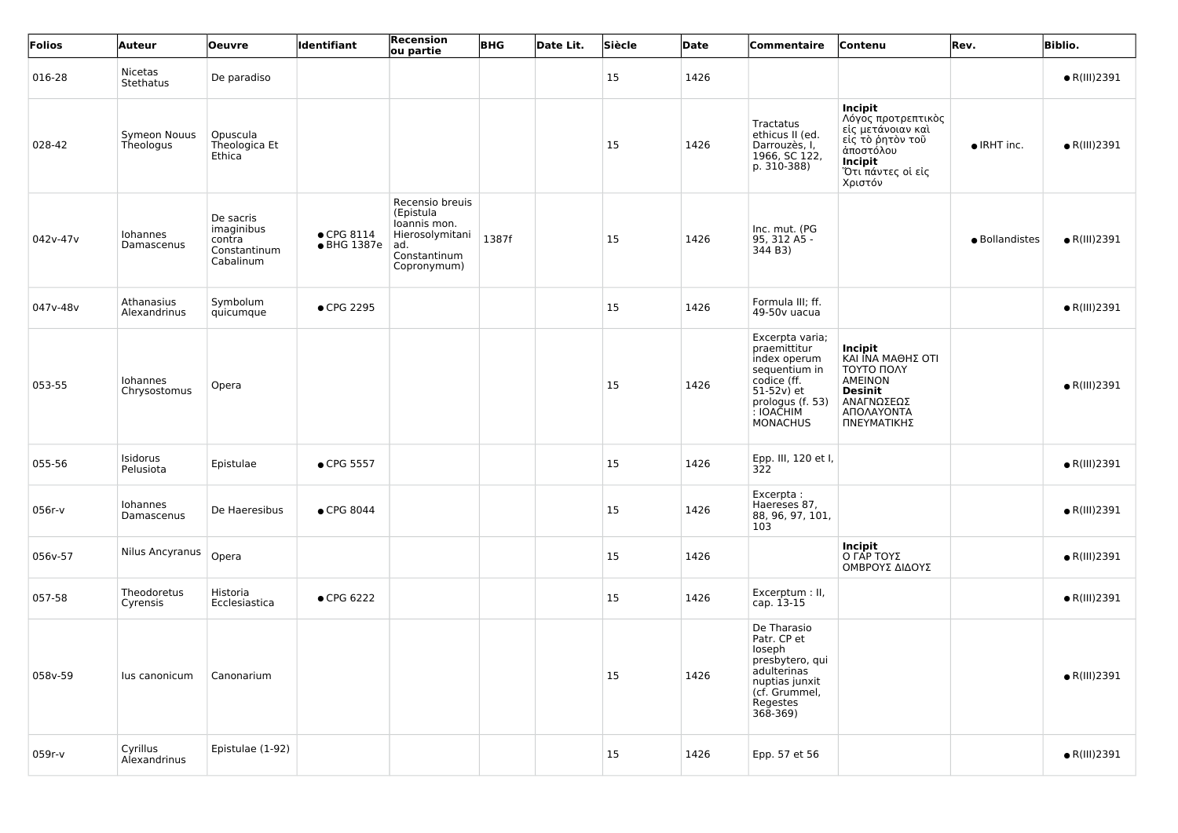| Folios | Auteur | Oeuvre | Identifiant | Recension ou partie | BHG | Date Lit. | Siècle | Date | Commentaire | Contenu | Rev. | Biblio. |
|---|---|---|---|---|---|---|---|---|---|---|---|---|
| 016-28 | Nicetas Stethatus | De paradiso | | | | | 15 | 1426 | | | | ● R(III)2391 |
| 028-42 | Symeon Nouus Theologus | Opuscula Theologica Et Ethica | | | | | 15 | 1426 | Tractatus ethicus II (ed. Darrouzès, I, 1966, SC 122, p. 310-388) | **Incipit** Λόγος προτρεπτικὸς εἰς μετάνοιαν καὶ εἰς τὸ ῥητὸν τοῦ ἀποστόλου **Incipit** Ὅτι πάντες οἱ εἰς Χριστόν | ● IRHT inc. | ● R(III)2391 |
| 042v-47v | Iohannes Damascenus | De sacris imaginibus contra Constantinum Cabalinum | ● CPG 8114 ● BHG 1387e | Recensio breuis (Epistula Ioannis mon. Hierosolymitani ad. Constantinum Copronymum) | 1387f | | 15 | 1426 | Inc. mut. (PG 95, 312 A5 - 344 B3) | | ● Bollandistes | ● R(III)2391 |
| 047v-48v | Athanasius Alexandrinus | Symbolum quicumque | ● CPG 2295 | | | | 15 | 1426 | Formula III; ff. 49-50v uacua | | | ● R(III)2391 |
| 053-55 | Iohannes Chrysostomus | Opera | | | | | 15 | 1426 | Excerpta varia; praemittitur index operum sequentium in codice (ff. 51-52v) et prologus (f. 53) : IOACHIM MONACHUS | **Incipit** ΚΑΙ ΙΝΑ ΜΑΘΗΣ ΟΤΙ ΤΟΥΤΟ ΠΟΛΥ ΑΜΕΙΝΟΝ **Desinit** ΑΝΑΓΝΩΣΕΩΣ ΑΠΟΛΑΥΟΝΤΑ ΠΝΕΥΜΑΤΙΚΗΣ | | ● R(III)2391 |
| 055-56 | Isidorus Pelusiota | Epistulae | ● CPG 5557 | | | | 15 | 1426 | Epp. III, 120 et I, 322 | | | ● R(III)2391 |
| 056r-v | Iohannes Damascenus | De Haeresibus | ● CPG 8044 | | | | 15 | 1426 | Excerpta : Haereses 87, 88, 96, 97, 101, 103 | | | ● R(III)2391 |
| 056v-57 | Nilus Ancyranus | Opera | | | | | 15 | 1426 | | **Incipit** Ο ΓΑΡ ΤΟΥΣ ΟΜΒΡΟΥΣ ΔΙΔΟΥΣ | | ● R(III)2391 |
| 057-58 | Theodoretus Cyrensis | Historia Ecclesiastica | ● CPG 6222 | | | | 15 | 1426 | Excerptum : II, cap. 13-15 | | | ● R(III)2391 |
| 058v-59 | Ius canonicum | Canonarium | | | | | 15 | 1426 | De Tharasio Patr. CP et Ioseph presbytero, qui adulterinas nuptias junxit (cf. Grummel, Regestes 368-369) | | | ● R(III)2391 |
| 059r-v | Cyrillus Alexandrinus | Epistulae (1-92) | | | | | 15 | 1426 | Epp. 57 et 56 | | | ● R(III)2391 |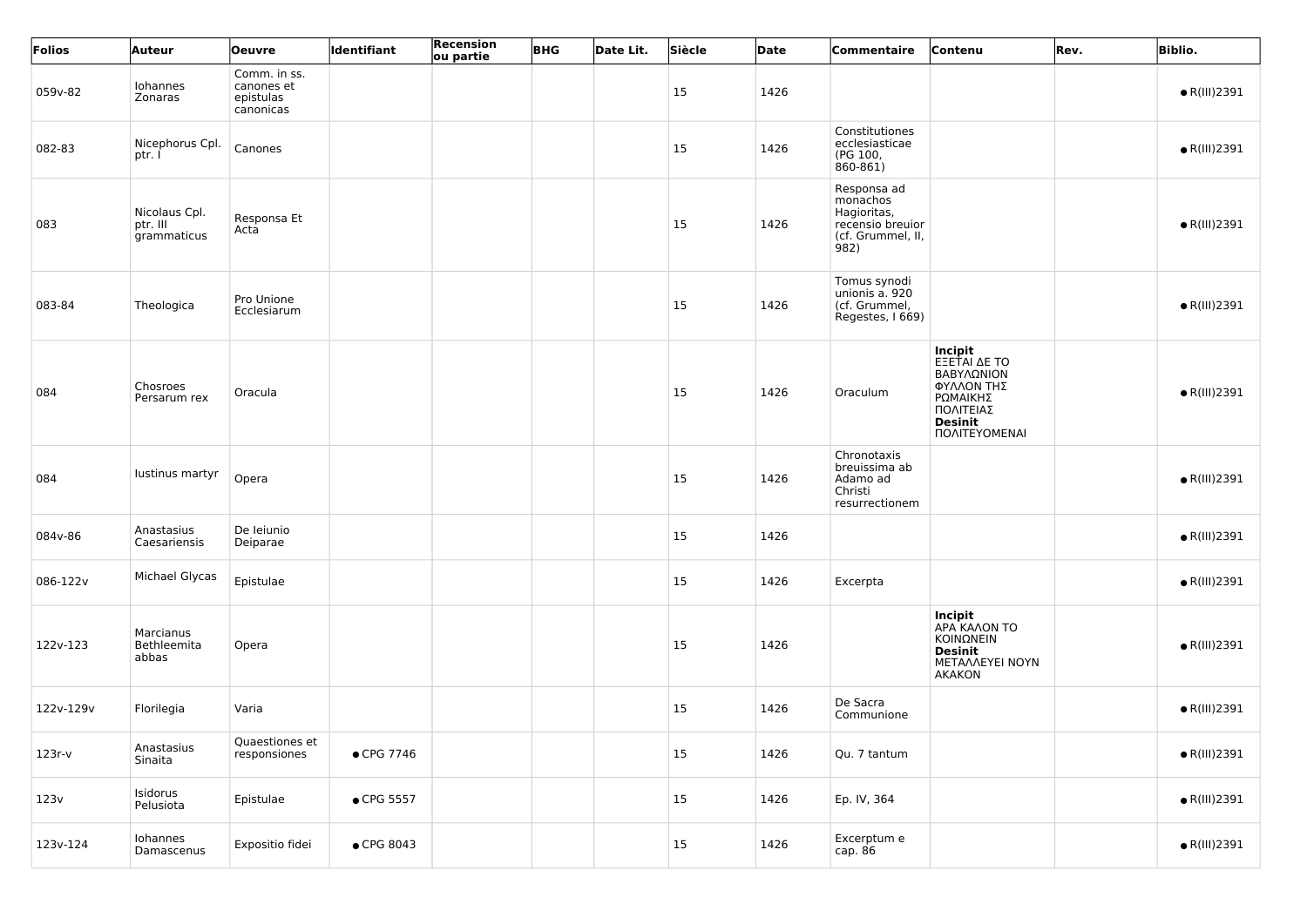| Folios | Auteur | Oeuvre | Identifiant | Recension ou partie | BHG | Date Lit. | Siècle | Date | Commentaire | Contenu | Rev. | Biblio. |
|---|---|---|---|---|---|---|---|---|---|---|---|---|
| 059v-82 | Iohannes Zonaras | Comm. in ss. canones et epistulas canonicas | | | | | 15 | 1426 | | | | ● R(III)2391 |
| 082-83 | Nicephorus Cpl. ptr. I | Canones | | | | | 15 | 1426 | Constitutiones ecclesiasticae (PG 100, 860-861) | | | ● R(III)2391 |
| 083 | Nicolaus Cpl. ptr. III grammaticus | Responsa Et Acta | | | | | 15 | 1426 | Responsa ad monachos Hagioritas, recensio breuior (cf. Grummel, II, 982) | | | ● R(III)2391 |
| 083-84 | Theologica | Pro Unione Ecclesiarum | | | | | 15 | 1426 | Tomus synodi unionis a. 920 (cf. Grummel, Regestes, I 669) | | | ● R(III)2391 |
| 084 | Chosroes Persarum rex | Oracula | | | | | 15 | 1426 | Oraculum | **Incipit** ΕΞΕΤΑΙ ΔΕ ΤΟ ΒΑΒΥΛΩΝΙΟΝ ΦΥΛΛΟΝ ΤΗΣ ΡΩΜΑΙΚΗΣ ΠΟΛΙΤΕΙΑΣ **Desinit** ΠΟΛΙΤΕΥΟΜΕΝΑΙ | | ● R(III)2391 |
| 084 | Iustinus martyr | Opera | | | | | 15 | 1426 | Chronotaxis breuissima ab Adamo ad Christi resurrectionem | | | ● R(III)2391 |
| 084v-86 | Anastasius Caesariensis | De Ieiunio Deiparae | | | | | 15 | 1426 | | | | ● R(III)2391 |
| 086-122v | Michael Glycas | Epistulae | | | | | 15 | 1426 | Excerpta | | | ● R(III)2391 |
| 122v-123 | Marcianus Bethleemita abbas | Opera | | | | | 15 | 1426 | | **Incipit** ΑΡΑ ΚΑΛΟΝ ΤΟ ΚΟΙΝΩΝΕΙΝ **Desinit** ΜΕΤΑΛΛΕΥΕΙ ΝΟΥΝ ΑΚΑΚΟΝ | | ● R(III)2391 |
| 122v-129v | Florilegia | Varia | | | | | 15 | 1426 | De Sacra Communione | | | ● R(III)2391 |
| 123r-v | Anastasius Sinaita | Quaestiones et responsiones | ● CPG 7746 | | | | 15 | 1426 | Qu. 7 tantum | | | ● R(III)2391 |
| 123v | Isidorus Pelusiota | Epistulae | ● CPG 5557 | | | | 15 | 1426 | Ep. IV, 364 | | | ● R(III)2391 |
| 123v-124 | Iohannes Damascenus | Expositio fidei | ● CPG 8043 | | | | 15 | 1426 | Excerptum e cap. 86 | | | ● R(III)2391 |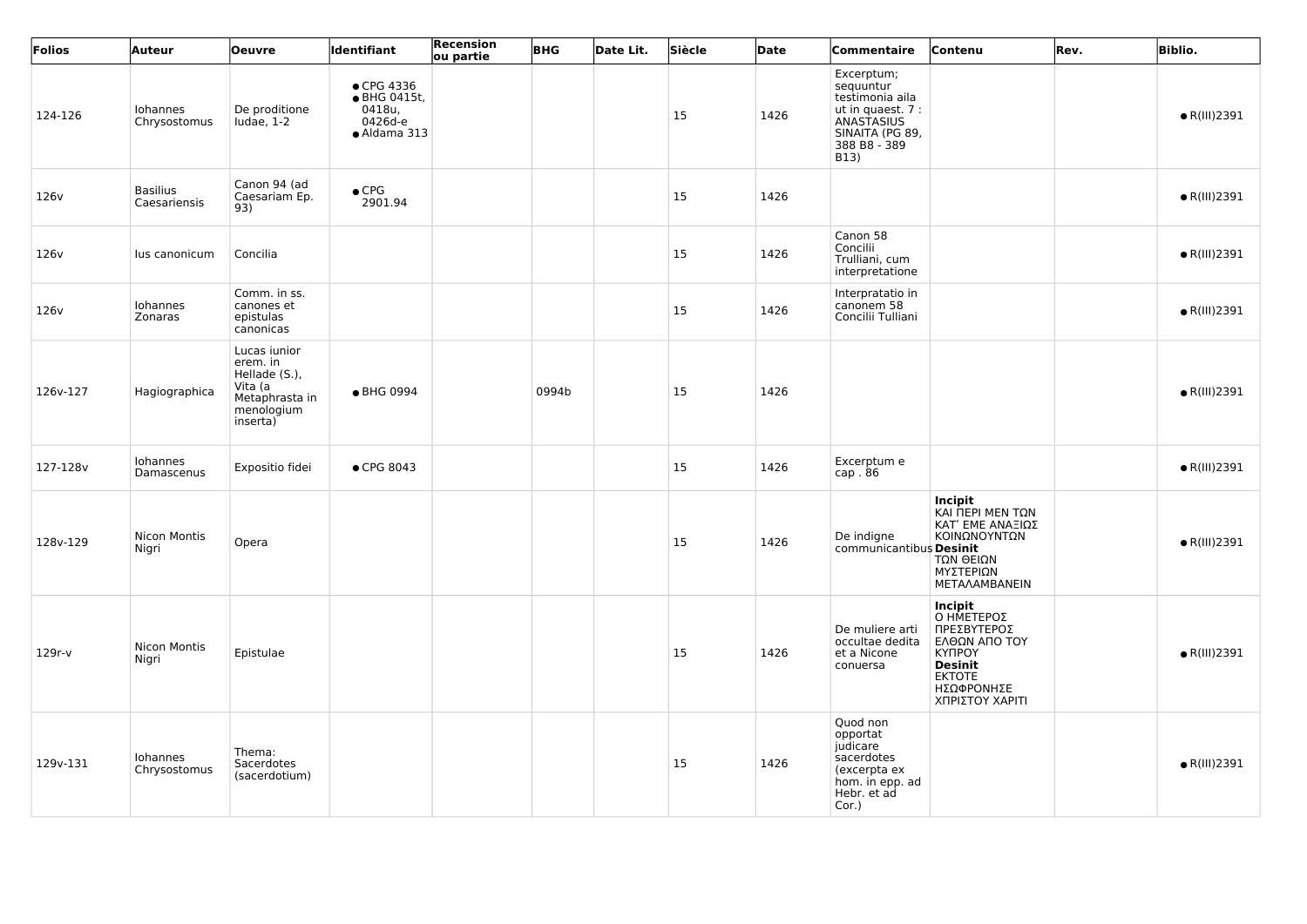| Folios | Auteur | Oeuvre | Identifiant | Recension ou partie | BHG | Date Lit. | Siècle | Date | Commentaire | Contenu | Rev. | Biblio. |
|---|---|---|---|---|---|---|---|---|---|---|---|---|
| 124-126 | Iohannes Chrysostomus | De proditione Iudae, 1-2 | ● CPG 4336 ● BHG 0415t, 0418u, 0426d-e ● Aldama 313 | | | | 15 | 1426 | Excerptum; sequuntur testimonia aila ut in quaest. 7 : ANASTASIUS SINAITA (PG 89, 388 B8 - 389 B13) | | | ● R(III)2391 |
| 126v | Basilius Caesariensis | Canon 94 (ad Caesariam Ep. 93) | ● CPG 2901.94 | | | | 15 | 1426 | | | | ● R(III)2391 |
| 126v | Ius canonicum | Concilia | | | | | 15 | 1426 | Canon 58 Concilii Trulliani, cum interpretatione | | | ● R(III)2391 |
| 126v | Iohannes Zonaras | Comm. in ss. canones et epistulas canonicas | | | | | 15 | 1426 | Interpratatio in canonem 58 Concilii Tulliani | | | ● R(III)2391 |
| 126v-127 | Hagiographica | Lucas iunior erem. in Hellade (S.), Vita (a Metaphrasta in menologium inserta) | ● BHG 0994 | | 0994b | | 15 | 1426 | | | | ● R(III)2391 |
| 127-128v | Iohannes Damascenus | Expositio fidei | ● CPG 8043 | | | | 15 | 1426 | Excerptum e cap . 86 | | | ● R(III)2391 |
| 128v-129 | Nicon Montis Nigri | Opera | | | | | 15 | 1426 | De indigne communicantibus | **Incipit** ΚΑΙ ΠΕΡΙ ΜΕΝ ΤΩΝ ΚΑΤ' ΕΜΕ ΑΝΑΞΙΩΣ ΚΟΙΝΩΝΟΥΝΤΩΝ **Desinit** ΤΩΝ ΘΕΙΩΝ ΜΥΣΤΕΡΙΩΝ ΜΕΤΑΛΑΜΒΑΝΕΙΝ | | ● R(III)2391 |
| 129r-v | Nicon Montis Nigri | Epistulae | | | | | 15 | 1426 | De muliere arti occultae dedita et a Nicone conuersa | **Incipit** Ο ΗΜΕΤΕΡΟΣ ΠΡΕΣΒΥΤΕΡΟΣ ΕΛΘΩΝ ΑΠΟ ΤΟΥ ΚΥΠΡΟΥ **Desinit** ΕΚΤΟΤΕ ΗΣΩΦΡΟΝΗΣΕ ΧΠΡΙΣΤΟΥ ΧΑΡΙΤΙ | | ● R(III)2391 |
| 129v-131 | Iohannes Chrysostomus | Thema: Sacerdotes (sacerdotium) | | | | | 15 | 1426 | Quod non opportat iudicare sacerdotes (excerpta ex hom. in epp. ad Hebr. et ad Cor.) | | | ● R(III)2391 |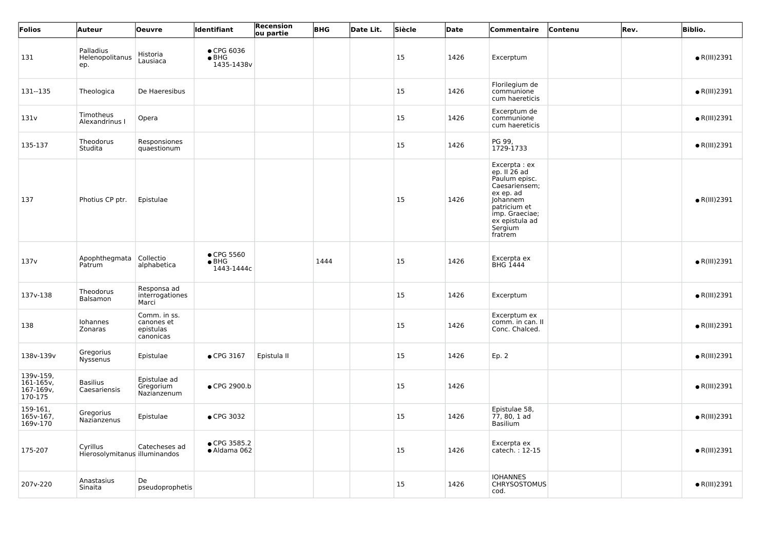| Folios | Auteur | Oeuvre | Identifiant | Recension ou partie | BHG | Date Lit. | Siècle | Date | Commentaire | Contenu | Rev. | Biblio. |
|---|---|---|---|---|---|---|---|---|---|---|---|---|
| 131 | Palladius Helenopolitanus ep. | Historia Lausiaca | ● CPG 6036<br>● BHG 1435-1438v | | | | 15 | 1426 | Excerptum | | | ● R(III)2391 |
| 131--135 | Theologica | De Haeresibus | | | | | 15 | 1426 | Florilegium de communione cum haereticis | | | ● R(III)2391 |
| 131v | Timotheus Alexandrinus I | Opera | | | | | 15 | 1426 | Excerptum de communione cum haereticis | | | ● R(III)2391 |
| 135-137 | Theodorus Studita | Responsiones quaestionum | | | | | 15 | 1426 | PG 99, 1729-1733 | | | ● R(III)2391 |
| 137 | Photius CP ptr. | Epistulae | | | | | 15 | 1426 | Excerpta : ex ep. II 26 ad Paulum episc. Caesariensem; ex ep. ad Johannem patricium et imp. Graeciae; ex epistula ad Sergium fratrem | | | ● R(III)2391 |
| 137v | Apophthegmata Patrum | Collectio alphabetica | ● CPG 5560<br>● BHG 1443-1444c | | 1444 | | 15 | 1426 | Excerpta ex BHG 1444 | | | ● R(III)2391 |
| 137v-138 | Theodorus Balsamon | Responsa ad interrogationes Marci | | | | | 15 | 1426 | Excerptum | | | ● R(III)2391 |
| 138 | Iohannes Zonaras | Comm. in ss. canones et epistulas canonicas | | | | | 15 | 1426 | Excerptum ex comm. in can. II Conc. Chalced. | | | ● R(III)2391 |
| 138v-139v | Gregorius Nyssenus | Epistulae | ● CPG 3167 | Epistula II | | | 15 | 1426 | Ep. 2 | | | ● R(III)2391 |
| 139v-159, 161-165v, 167-169v, 170-175 | Basilius Caesariensis | Epistulae ad Gregorium Nazianzenum | ● CPG 2900.b | | | | 15 | 1426 | | | | ● R(III)2391 |
| 159-161, 165v-167, 169v-170 | Gregorius Nazianzenus | Epistulae | ● CPG 3032 | | | | 15 | 1426 | Epistulae 58, 77, 80, 1 ad Basilium | | | ● R(III)2391 |
| 175-207 | Cyrillus Hierosolymitanus | Catecheses ad illuminandos | ● CPG 3585.2<br>● Aldama 062 | | | | 15 | 1426 | Excerpta ex catech. : 12-15 | | | ● R(III)2391 |
| 207v-220 | Anastasius Sinaita | De pseudoprophetis | | | | | 15 | 1426 | IOHANNES CHRYSOSTOMUS cod. | | | ● R(III)2391 |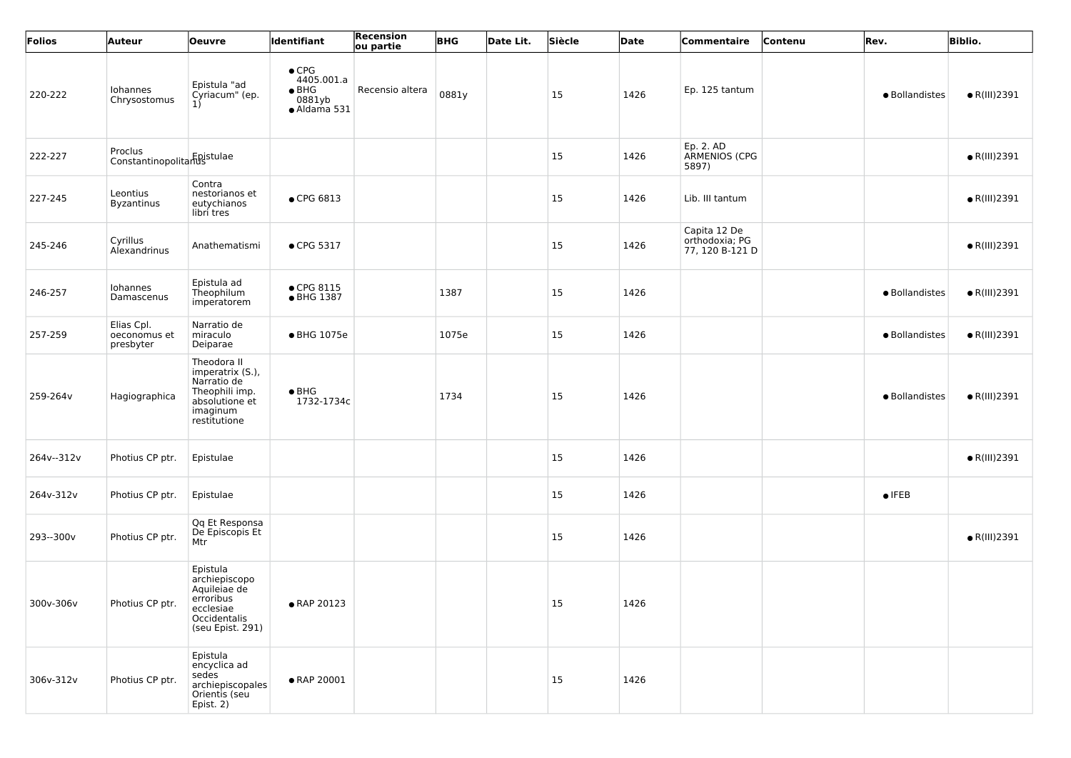| Folios | Auteur | Oeuvre | Identifiant | Recension ou partie | BHG | Date Lit. | Siècle | Date | Commentaire | Contenu | Rev. | Biblio. |
|---|---|---|---|---|---|---|---|---|---|---|---|---|
| 220-222 | Iohannes Chrysostomus | Epistula "ad Cyriacum" (ep. 1) | ● CPG 4405.001.a ● BHG 0881yb ● Aldama 531 | Recensio altera | 0881y | | 15 | 1426 | Ep. 125 tantum | | ● Bollandistes | ● R(III)2391 |
| 222-227 | Proclus Constantinopolitanus | Epistulae | | | | | 15 | 1426 | Ep. 2. AD ARMENIOS (CPG 5897) | | | ● R(III)2391 |
| 227-245 | Leontius Byzantinus | Contra nestorianos et eutychianos libri tres | ● CPG 6813 | | | | 15 | 1426 | Lib. III tantum | | | ● R(III)2391 |
| 245-246 | Cyrillus Alexandrinus | Anathematismi | ● CPG 5317 | | | | 15 | 1426 | Capita 12 De orthodoxia; PG 77, 120 B-121 D | | | ● R(III)2391 |
| 246-257 | Iohannes Damascenus | Epistula ad Theophilum imperatorem | ● CPG 8115 ● BHG 1387 | | 1387 | | 15 | 1426 | | | ● Bollandistes | ● R(III)2391 |
| 257-259 | Elias Cpl. oeconomus et presbyter | Narratio de miraculo Deiparae | ● BHG 1075e | | 1075e | | 15 | 1426 | | | ● Bollandistes | ● R(III)2391 |
| 259-264v | Hagiographica | Theodora II imperatrix (S.), Narratio de Theophili imp. absolutione et imaginum restitutione | ● BHG 1732-1734c | | 1734 | | 15 | 1426 | | | ● Bollandistes | ● R(III)2391 |
| 264v--312v | Photius CP ptr. | Epistulae | | | | | 15 | 1426 | | | | ● R(III)2391 |
| 264v-312v | Photius CP ptr. | Epistulae | | | | | 15 | 1426 | | | ● IFEB | |
| 293--300v | Photius CP ptr. | Qq Et Responsa De Episcopis Et Mtr | | | | | 15 | 1426 | | | | ● R(III)2391 |
| 300v-306v | Photius CP ptr. | Epistula archiepiscopo Aquileiae de erroribus ecclesiae Occidentalis (seu Epist. 291) | ● RAP 20123 | | | | 15 | 1426 | | | | |
| 306v-312v | Photius CP ptr. | Epistula encyclica ad sedes archiepiscopales Orientis (seu Epist. 2) | ● RAP 20001 | | | | 15 | 1426 | | | | |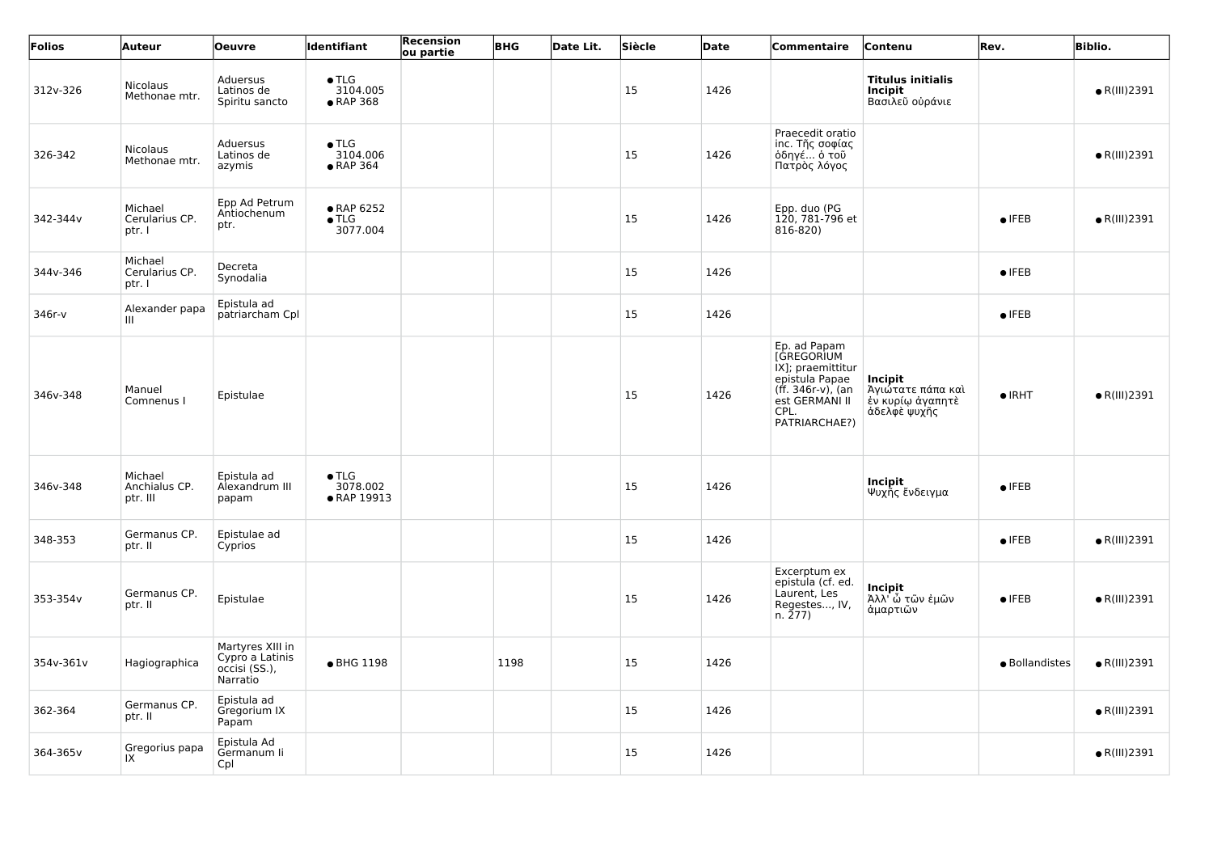| Folios | Auteur | Oeuvre | Identifiant | Recension ou partie | BHG | Date Lit. | Siècle | Date | Commentaire | Contenu | Rev. | Biblio. |
|---|---|---|---|---|---|---|---|---|---|---|---|---|
| 312v-326 | Nicolaus Methonae mtr. | Aduersus Latinos de Spiritu sancto | ● TLG 3104.005 ● RAP 368 | | | | 15 | 1426 | | **Titulus initialis** **Incipit** Βασιλεῦ οὐράνιε | | ● R(III)2391 |
| 326-342 | Nicolaus Methonae mtr. | Aduersus Latinos de azymis | ● TLG 3104.006 ● RAP 364 | | | | 15 | 1426 | Praecedit oratio inc. Τῆς σοφίας ὁδηγέ... ὁ τοῦ Πατρὸς λόγος | | | ● R(III)2391 |
| 342-344v | Michael Cerularius CP. ptr. I | Epp Ad Petrum Antiochenum ptr. | ● RAP 6252 ● TLG 3077.004 | | | | 15 | 1426 | Epp. duo (PG 120, 781-796 et 816-820) | | ● IFEB | ● R(III)2391 |
| 344v-346 | Michael Cerularius CP. ptr. I | Decreta Synodalia | | | | | 15 | 1426 | | | ● IFEB | |
| 346r-v | Alexander papa III | Epistula ad patriarcham Cpl | | | | | 15 | 1426 | | | ● IFEB | |
| 346v-348 | Manuel Comnenus I | Epistulae | | | | | 15 | 1426 | Ep. ad Papam [GREGORIUM IX]; praemittitur epistula Papae (ff. 346r-v), (an est GERMANI II CPL. PATRIARCHAE?) | **Incipit** Ἁγιώτατε πάπα καὶ ἐν κυρίῳ ἀγαπητὲ ἀδελφὲ ψυχῆς | ● IRHT | ● R(III)2391 |
| 346v-348 | Michael Anchialus CP. ptr. III | Epistula ad Alexandrum III papam | ● TLG 3078.002 ● RAP 19913 | | | | 15 | 1426 | | **Incipit** Ψυχῆς ἔνδειγμα | ● IFEB | |
| 348-353 | Germanus CP. ptr. II | Epistulae ad Cyprios | | | | | 15 | 1426 | | | ● IFEB | ● R(III)2391 |
| 353-354v | Germanus CP. ptr. II | Epistulae | | | | | 15 | 1426 | Excerptum ex epistula (cf. ed. Laurent, Les Regestes..., IV, n. 277) | **Incipit** Ἀλλ' ὦ τῶν ἐμῶν ἁμαρτιῶν | ● IFEB | ● R(III)2391 |
| 354v-361v | Hagiographica | Martyres XIII in Cypro a Latinis occisi (SS.), Narratio | ● BHG 1198 | | 1198 | | 15 | 1426 | | | ● Bollandistes | ● R(III)2391 |
| 362-364 | Germanus CP. ptr. II | Epistula ad Gregorium IX Papam | | | | | 15 | 1426 | | | | ● R(III)2391 |
| 364-365v | Gregorius papa IX | Epistula Ad Germanum Ii Cpl | | | | | 15 | 1426 | | | | ● R(III)2391 |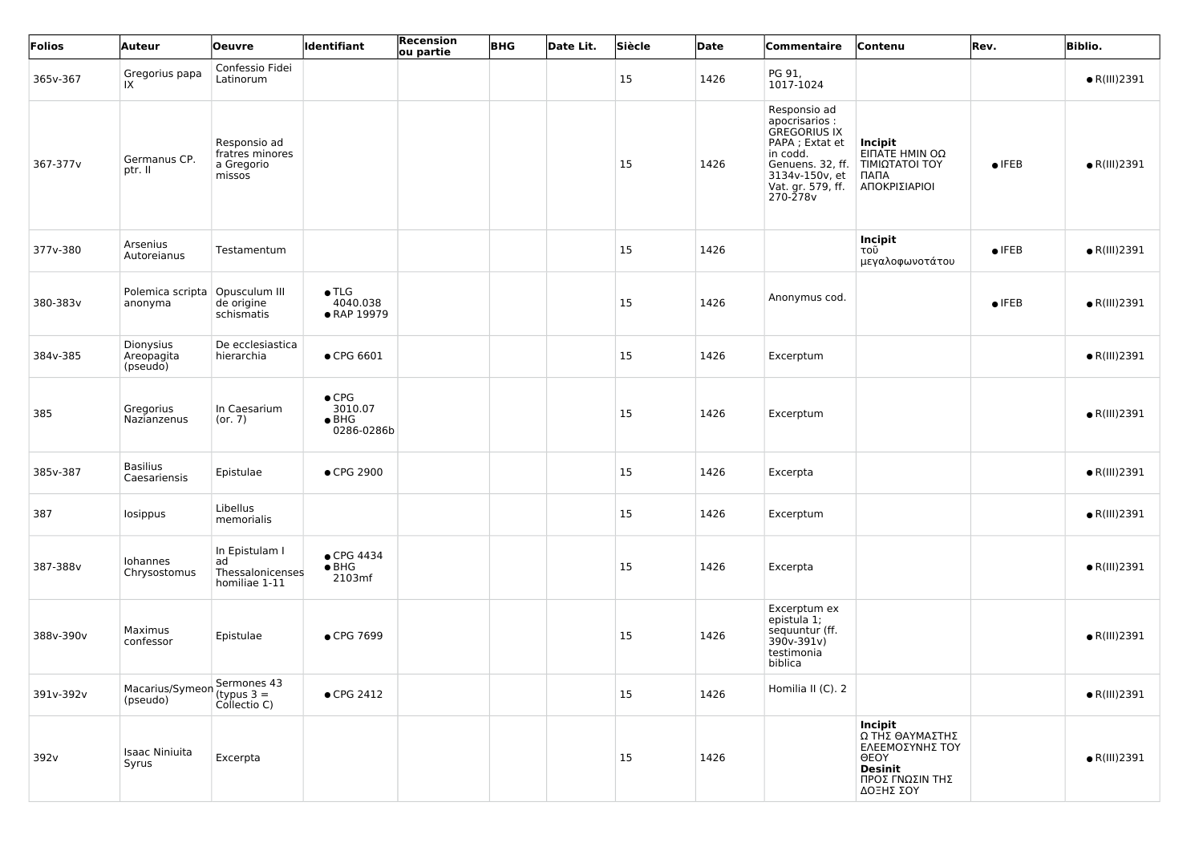| Folios | Auteur | Oeuvre | Identifiant | Recension ou partie | BHG | Date Lit. | Siècle | Date | Commentaire | Contenu | Rev. | Biblio. |
|---|---|---|---|---|---|---|---|---|---|---|---|---|
| 365v-367 | Gregorius papa IX | Confessio Fidei Latinorum | | | | | 15 | 1426 | PG 91, 1017-1024 | | | ● R(III)2391 |
| 367-377v | Germanus CP. ptr. II | Responsio ad fratres minores a Gregorio missos | | | | | 15 | 1426 | Responsio ad apocrisarios : GREGORIUS IX PAPA ; Extat et in codd. Genuens. 32, ff. 3134v-150v, et Vat. gr. 579, ff. 270-278v | **Incipit** ΕΙΠΑΤΕ ΗΜΙΝ ΟΩ ΤΙΜΙΩΤΑΤΟΙ ΤΟΥ ΠΑΠΑ ΑΠΟΚΡΙΣΙΑΡΙΟΙ | ● IFEB | ● R(III)2391 |
| 377v-380 | Arsenius Autoreianus | Testamentum | | | | | 15 | 1426 | | **Incipit** τοῦ μεγαλοφωνοτάτου | ● IFEB | ● R(III)2391 |
| 380-383v | Polemica scripta anonyma | Opusculum III de origine schismatis | ● TLG 4040.038 ● RAP 19979 | | | | 15 | 1426 | Anonymus cod. | | ● IFEB | ● R(III)2391 |
| 384v-385 | Dionysius Areopagita (pseudo) | De ecclesiastica hierarchia | ● CPG 6601 | | | | 15 | 1426 | Excerptum | | | ● R(III)2391 |
| 385 | Gregorius Nazianzenus | In Caesarium (or. 7) | ● CPG 3010.07 ● BHG 0286-0286b | | | | 15 | 1426 | Excerptum | | | ● R(III)2391 |
| 385v-387 | Basilius Caesariensis | Epistulae | ● CPG 2900 | | | | 15 | 1426 | Excerpta | | | ● R(III)2391 |
| 387 | Iosippus | Libellus memorialis | | | | | 15 | 1426 | Excerptum | | | ● R(III)2391 |
| 387-388v | Iohannes Chrysostomus | In Epistulam I ad Thessalonicenses homiliae 1-11 | ● CPG 4434 ● BHG 2103mf | | | | 15 | 1426 | Excerpta | | | ● R(III)2391 |
| 388v-390v | Maximus confessor | Epistulae | ● CPG 7699 | | | | 15 | 1426 | Excerptum ex epistula 1; sequuntur (ff. 390v-391v) testimonia biblica | | | ● R(III)2391 |
| 391v-392v | Macarius/Symeon (pseudo) | Sermones 43 (typus 3 = Collectio C) | ● CPG 2412 | | | | 15 | 1426 | Homilia II (C). 2 | | | ● R(III)2391 |
| 392v | Isaac Niniuita Syrus | Excerpta | | | | | 15 | 1426 | | **Incipit** Ω ΤΗΣ ΘΑΥΜΑΣΤΗΣ ΕΛΕΕΜΟΣΥΝΗΣ ΤΟΥ ΘΕΟΥ **Desinit** ΠΡΟΣ ΓΝΩΣΙΝ ΤΗΣ ΔΟΞΗΣ ΣΟΥ | | ● R(III)2391 |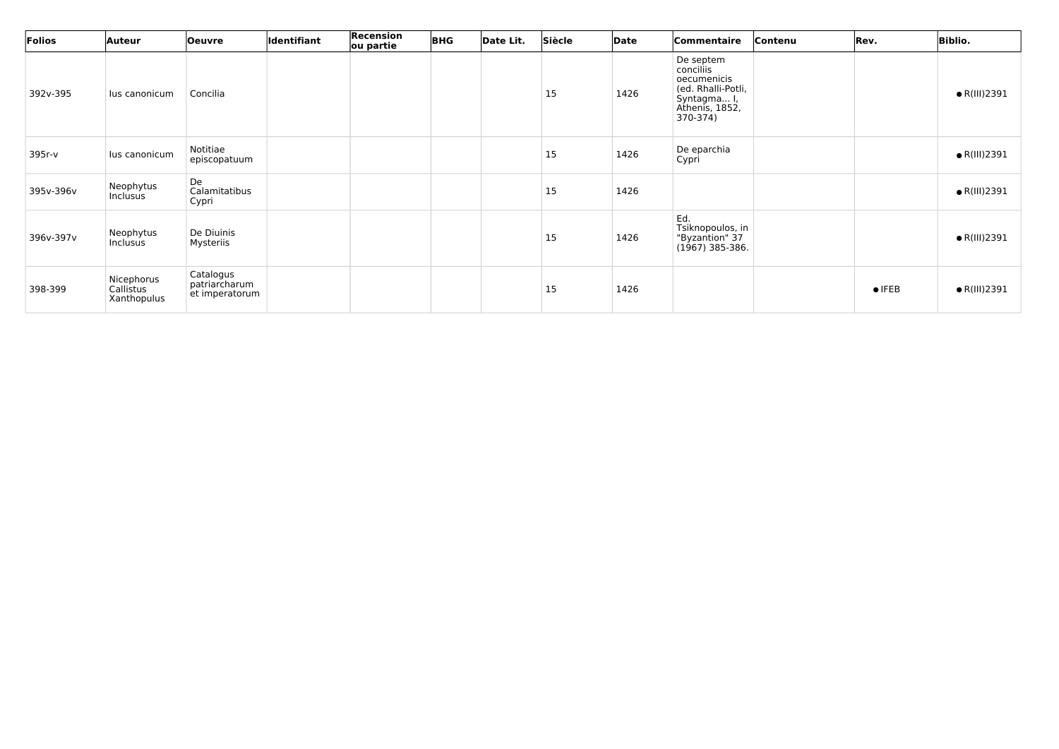| Folios | Auteur | Oeuvre | Identifiant | Recension ou partie | BHG | Date Lit. | Siècle | Date | Commentaire | Contenu | Rev. | Biblio. |
|---|---|---|---|---|---|---|---|---|---|---|---|---|
| 392v-395 | Ius canonicum | Concilia | | | | | 15 | 1426 | De septem conciliis oecumenicis (ed. Rhalli-Potli, Syntagma... I, Athenis, 1852, 370-374) | | | ● R(III)2391 |
| 395r-v | Ius canonicum | Notitiae episcopatuum | | | | | 15 | 1426 | De eparchia Cypri | | | ● R(III)2391 |
| 395v-396v | Neophytus Inclusus | De Calamitatibus Cypri | | | | | 15 | 1426 | | | | ● R(III)2391 |
| 396v-397v | Neophytus Inclusus | De Diuinis Mysteriis | | | | | 15 | 1426 | Ed. Tsiknopoulos, in "Byzantion" 37 (1967) 385-386. | | | ● R(III)2391 |
| 398-399 | Nicephorus Callistus Xanthopulus | Catalogus patriarcharum et imperatorum | | | | | 15 | 1426 | | | ● IFEB | ● R(III)2391 |